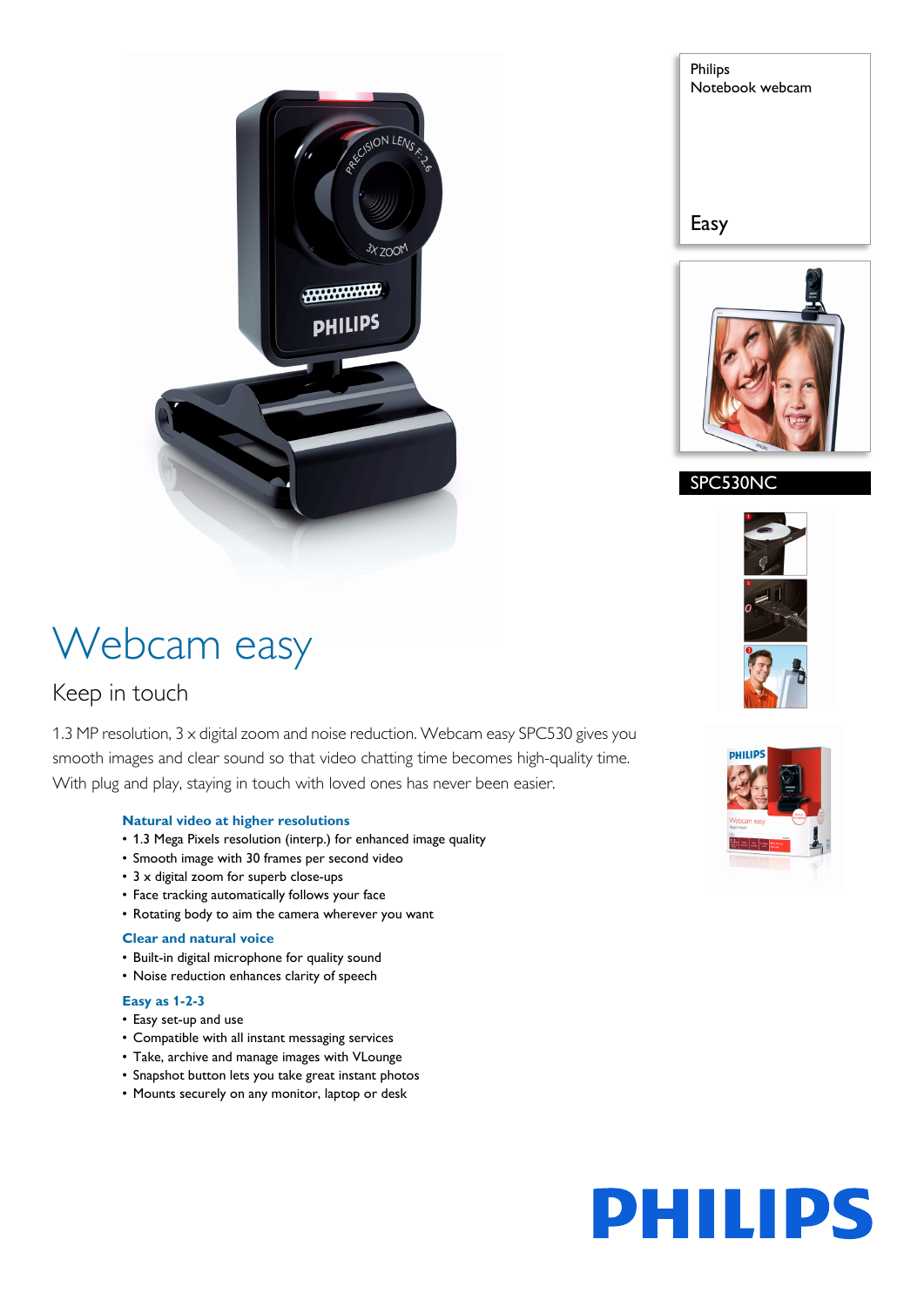Philips
Notebook webcam

Easy

SPC530NC

# Webcam easy

## Keep in touch

1.3 MP resolution, 3 x digital zoom and noise reduction. Webcam easy SPC530 gives you smooth images and clear sound so that video chatting time becomes high-quality time. With plug and play, staying in touch with loved ones has never been easier.

### Natural video at higher resolutions

- 1.3 Mega Pixels resolution (interp.) for enhanced image quality
- Smooth image with 30 frames per second video
- 3 x digital zoom for superb close-ups
- Face tracking automatically follows your face
- Rotating body to aim the camera wherever you want

### Clear and natural voice

- Built-in digital microphone for quality sound
- Noise reduction enhances clarity of speech

### Easy as 1-2-3

- Easy set-up and use
- Compatible with all instant messaging services
- Take, archive and manage images with VLounge
- Snapshot button lets you take great instant photos
- Mounts securely on any monitor, laptop or desk

PHILIPS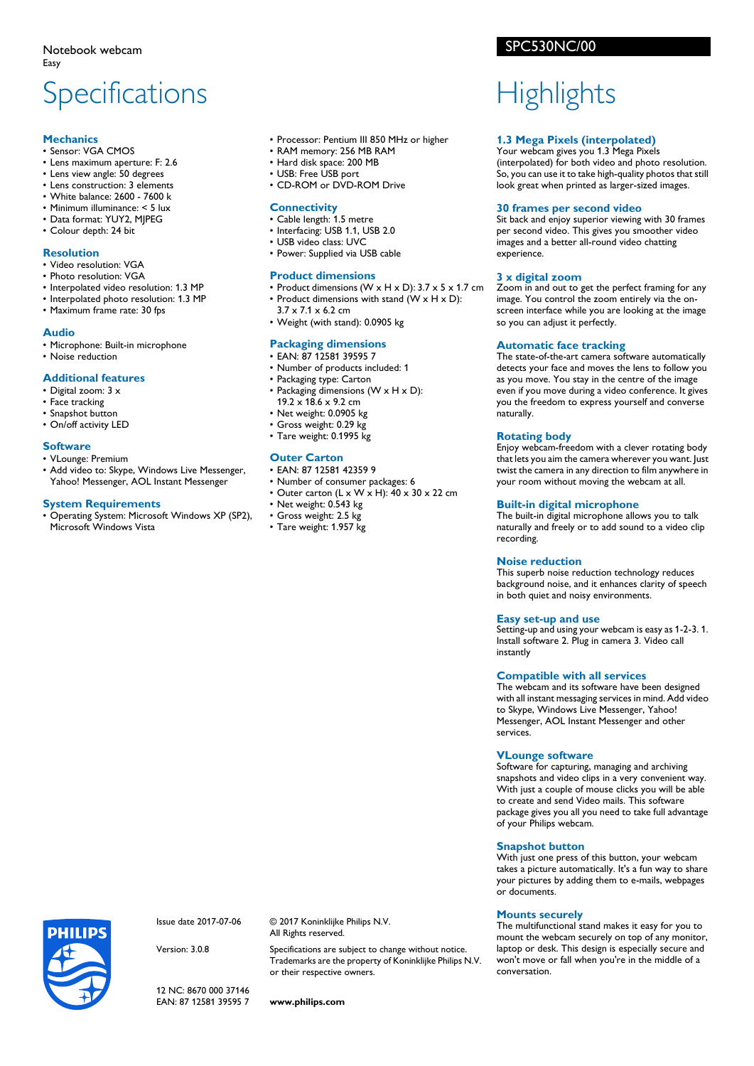Notebook webcam
Easy

SPC530NC/00

# Specifications

### Mechanics

- Sensor: VGA CMOS
- Lens maximum aperture: F: 2.6
- Lens view angle: 50 degrees
- Lens construction: 3 elements
- White balance: 2600 - 7600 k
- Minimum illuminance: < 5 lux
- Data format: YUY2, MJPEG
- Colour depth: 24 bit

### Resolution

- Video resolution: VGA
- Photo resolution: VGA
- Interpolated video resolution: 1.3 MP
- Interpolated photo resolution: 1.3 MP
- Maximum frame rate: 30 fps

### Audio

- Microphone: Built-in microphone
- Noise reduction

### Additional features

- Digital zoom: 3 x
- Face tracking
- Snapshot button
- On/off activity LED

### Software

- VLounge: Premium
- Add video to: Skype, Windows Live Messenger, Yahoo! Messenger, AOL Instant Messenger

### System Requirements

- Operating System: Microsoft Windows XP (SP2), Microsoft Windows Vista
- Processor: Pentium III 850 MHz or higher
- RAM memory: 256 MB RAM
- Hard disk space: 200 MB
- USB: Free USB port
- CD-ROM or DVD-ROM Drive

### Connectivity

- Cable length: 1.5 metre
- Interfacing: USB 1.1, USB 2.0
- USB video class: UVC
- Power: Supplied via USB cable

### Product dimensions

- Product dimensions (W x H x D): 3.7 x 5 x 1.7 cm
- Product dimensions with stand (W x H x D): 3.7 x 7.1 x 6.2 cm
- Weight (with stand): 0.0905 kg

### Packaging dimensions

- EAN: 87 12581 39595 7
- Number of products included: 1
- Packaging type: Carton
- Packaging dimensions (W x H x D): 19.2 x 18.6 x 9.2 cm
- Net weight: 0.0905 kg
- Gross weight: 0.29 kg
- Tare weight: 0.1995 kg

### Outer Carton

- EAN: 87 12581 42359 9
- Number of consumer packages: 6
- Outer carton (L x W x H): 40 x 30 x 22 cm
- Net weight: 0.543 kg
- Gross weight: 2.5 kg
- Tare weight: 1.957 kg

# Highlights

### 1.3 Mega Pixels (interpolated)

Your webcam gives you 1.3 Mega Pixels (interpolated) for both video and photo resolution. So, you can use it to take high-quality photos that still look great when printed as larger-sized images.

### 30 frames per second video

Sit back and enjoy superior viewing with 30 frames per second video. This gives you smoother video images and a better all-round video chatting experience.

### 3 x digital zoom

Zoom in and out to get the perfect framing for any image. You control the zoom entirely via the on-screen interface while you are looking at the image so you can adjust it perfectly.

### Automatic face tracking

The state-of-the-art camera software automatically detects your face and moves the lens to follow you as you move. You stay in the centre of the image even if you move during a video conference. It gives you the freedom to express yourself and converse naturally.

### Rotating body

Enjoy webcam-freedom with a clever rotating body that lets you aim the camera wherever you want. Just twist the camera in any direction to film anywhere in your room without moving the webcam at all.

### Built-in digital microphone

The built-in digital microphone allows you to talk naturally and freely or to add sound to a video clip recording.

### Noise reduction

This superb noise reduction technology reduces background noise, and it enhances clarity of speech in both quiet and noisy environments.

### Easy set-up and use

Setting-up and using your webcam is easy as 1-2-3. 1. Install software 2. Plug in camera 3. Video call instantly

### Compatible with all services

The webcam and its software have been designed with all instant messaging services in mind. Add video to Skype, Windows Live Messenger, Yahoo! Messenger, AOL Instant Messenger and other services.

### VLounge software

Software for capturing, managing and archiving snapshots and video clips in a very convenient way. With just a couple of mouse clicks you will be able to create and send Video mails. This software package gives you all you need to take full advantage of your Philips webcam.

### Snapshot button

With just one press of this button, your webcam takes a picture automatically. It's a fun way to share your pictures by adding them to e-mails, webpages or documents.

### Mounts securely

The multifunctional stand makes it easy for you to mount the webcam securely on top of any monitor, laptop or desk. This design is especially secure and won't move or fall when you're in the middle of a conversation.

Issue date 2017-07-06

Version: 3.0.8

12 NC: 8670 000 37146
EAN: 87 12581 39595 7

© 2017 Koninklijke Philips N.V.
All Rights reserved.

Specifications are subject to change without notice. Trademarks are the property of Koninklijke Philips N.V. or their respective owners.

**www.philips.com**